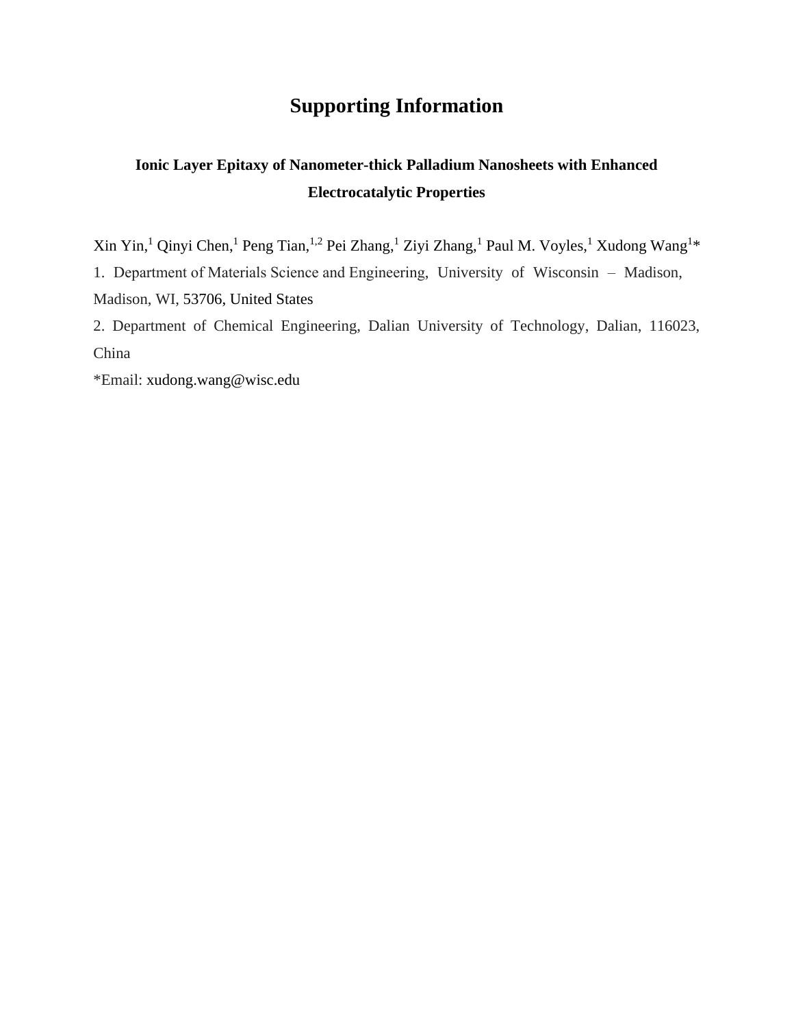# Supporting Information

## Ionic Layer Epitaxy of Nanometer-thick Palladium Nanosheets with Enhanced Electrocatalytic Properties

Xin Yin,[1] Qinyi Chen,[1] Peng Tian,[1,2] Pei Zhang,[1] Ziyi Zhang,[1] Paul M. Voyles,[1] Xudong Wang[1]*

1. Department of Materials Science and Engineering, University of Wisconsin – Madison, Madison, WI, 53706, United States

2. Department of Chemical Engineering, Dalian University of Technology, Dalian, 116023, China

*Email: xudong.wang@wisc.edu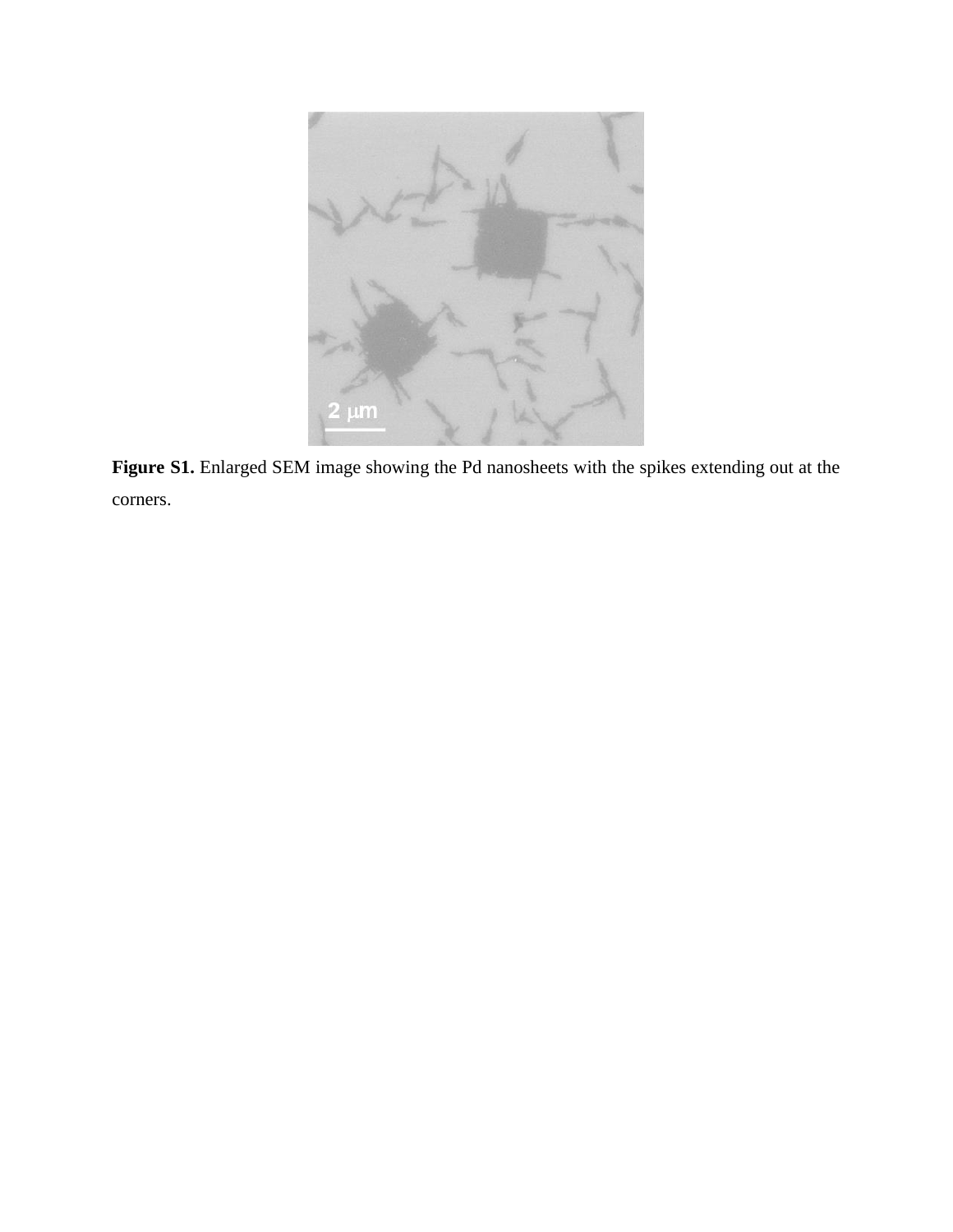**Figure S1.** Enlarged SEM image showing the Pd nanosheets with the spikes extending out at the corners.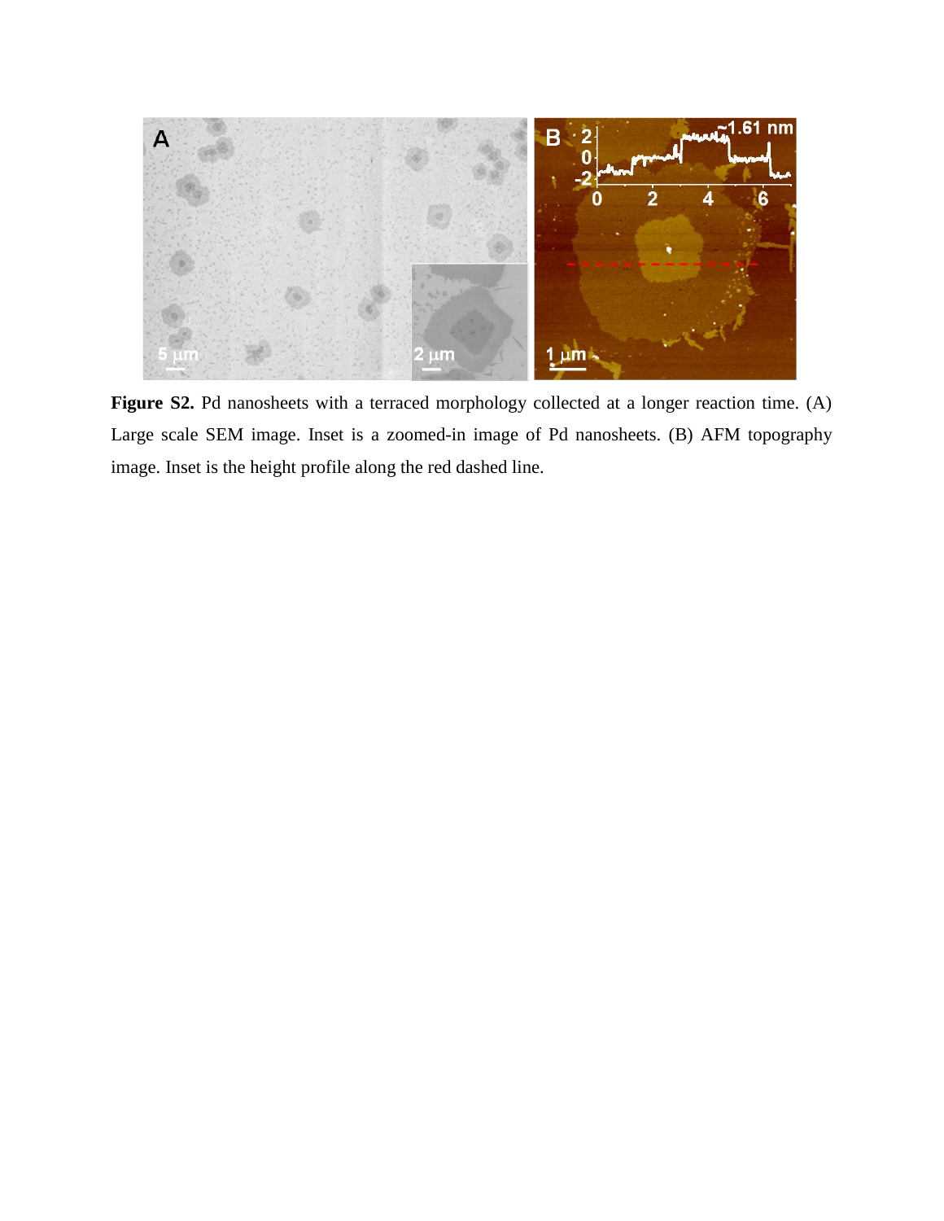**Figure S2.** Pd nanosheets with a terraced morphology collected at a longer reaction time. (A) Large scale SEM image. Inset is a zoomed-in image of Pd nanosheets. (B) AFM topography image. Inset is the height profile along the red dashed line.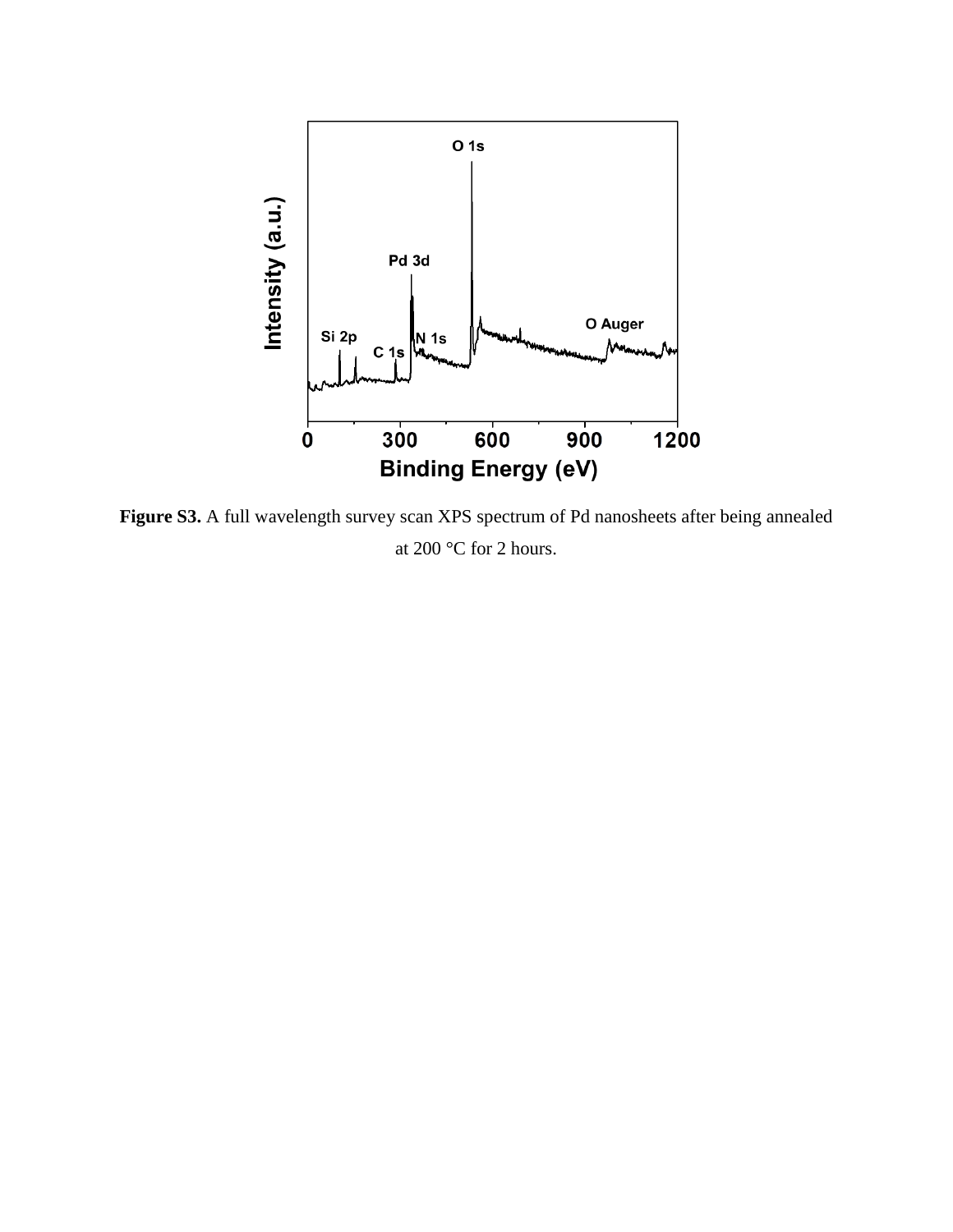**Figure S3.** A full wavelength survey scan XPS spectrum of Pd nanosheets after being annealed at 200 °C for 2 hours.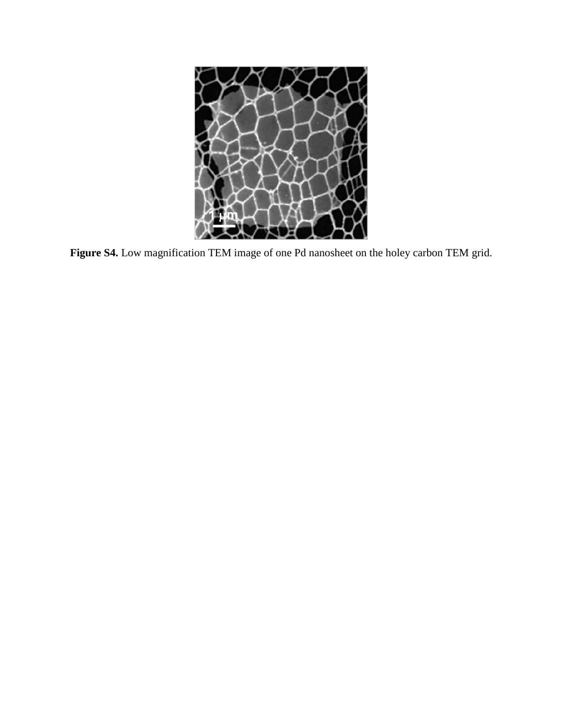**Figure S4.** Low magnification TEM image of one Pd nanosheet on the holey carbon TEM grid.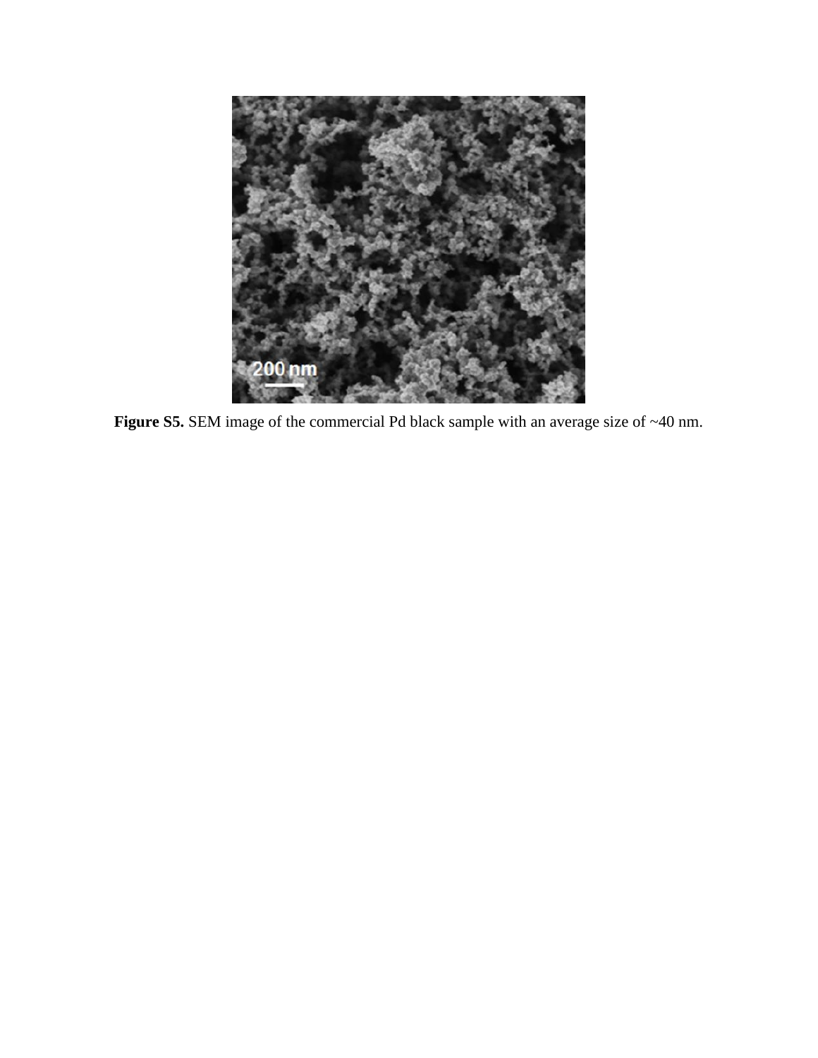**Figure S5.** SEM image of the commercial Pd black sample with an average size of ~40 nm.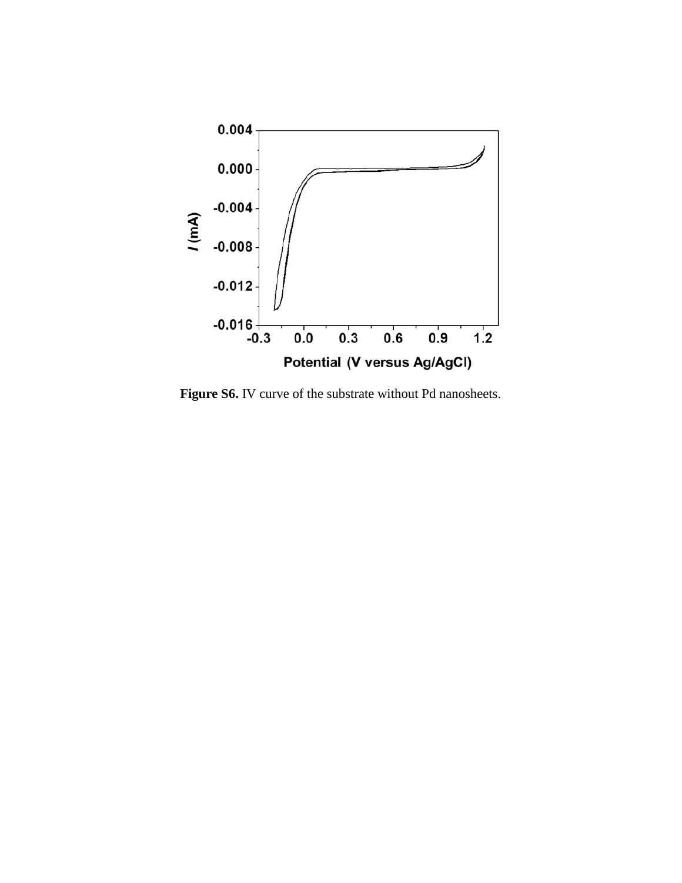**Figure S6.** IV curve of the substrate without Pd nanosheets.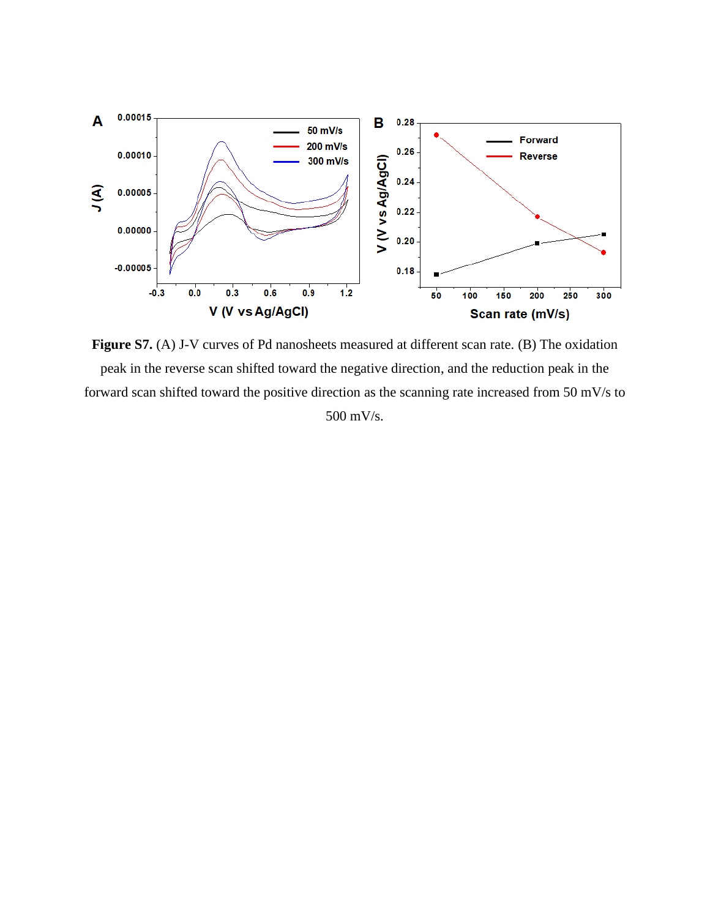**Figure S7.** (A) J-V curves of Pd nanosheets measured at different scan rate. (B) The oxidation peak in the reverse scan shifted toward the negative direction, and the reduction peak in the forward scan shifted toward the positive direction as the scanning rate increased from 50 mV/s to 500 mV/s.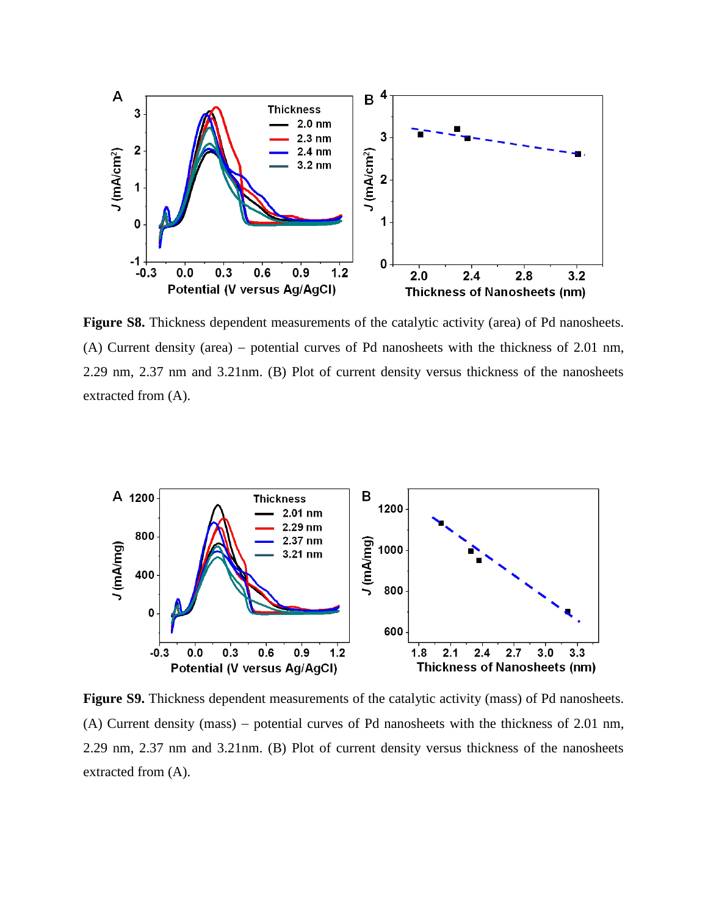**Figure S8.** Thickness dependent measurements of the catalytic activity (area) of Pd nanosheets. (A) Current density (area) – potential curves of Pd nanosheets with the thickness of 2.01 nm, 2.29 nm, 2.37 nm and 3.21nm. (B) Plot of current density versus thickness of the nanosheets extracted from (A).

**Figure S9.** Thickness dependent measurements of the catalytic activity (mass) of Pd nanosheets. (A) Current density (mass) – potential curves of Pd nanosheets with the thickness of 2.01 nm, 2.29 nm, 2.37 nm and 3.21nm. (B) Plot of current density versus thickness of the nanosheets extracted from (A).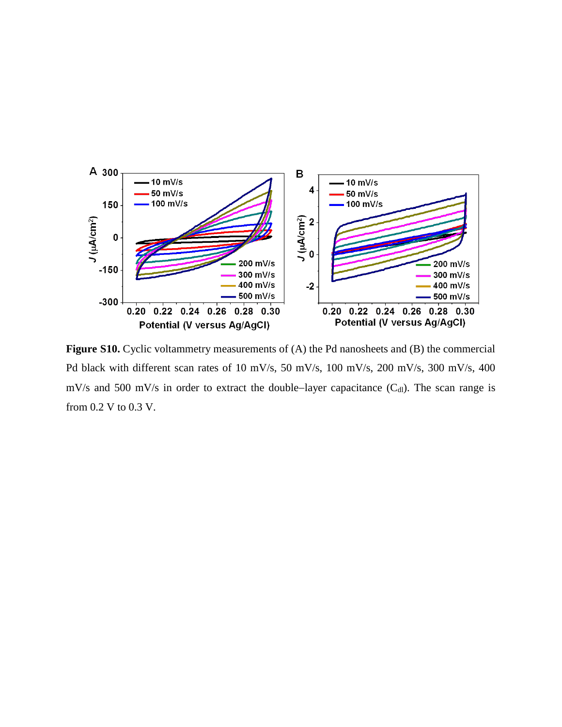**Figure S10.** Cyclic voltammetry measurements of (A) the Pd nanosheets and (B) the commercial Pd black with different scan rates of 10 mV/s, 50 mV/s, 100 mV/s, 200 mV/s, 300 mV/s, 400 mV/s and 500 mV/s in order to extract the double–layer capacitance ($C_{dl}$). The scan range is from 0.2 V to 0.3 V.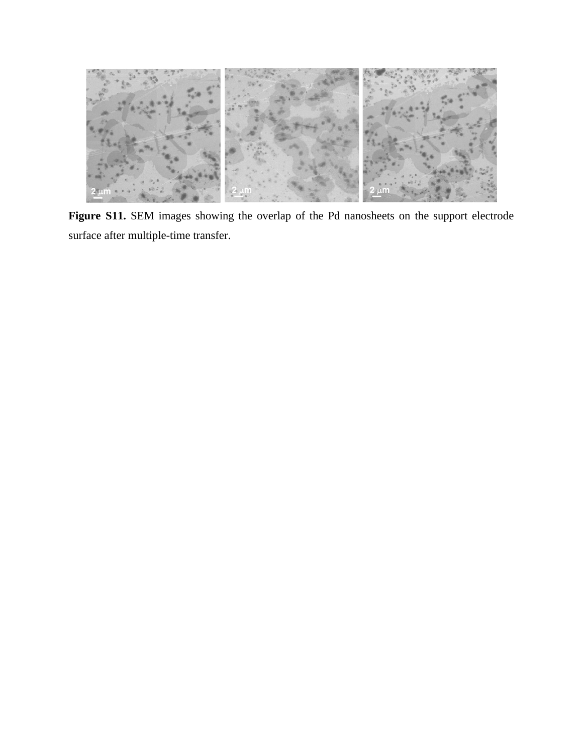**Figure S11.** SEM images showing the overlap of the Pd nanosheets on the support electrode surface after multiple-time transfer.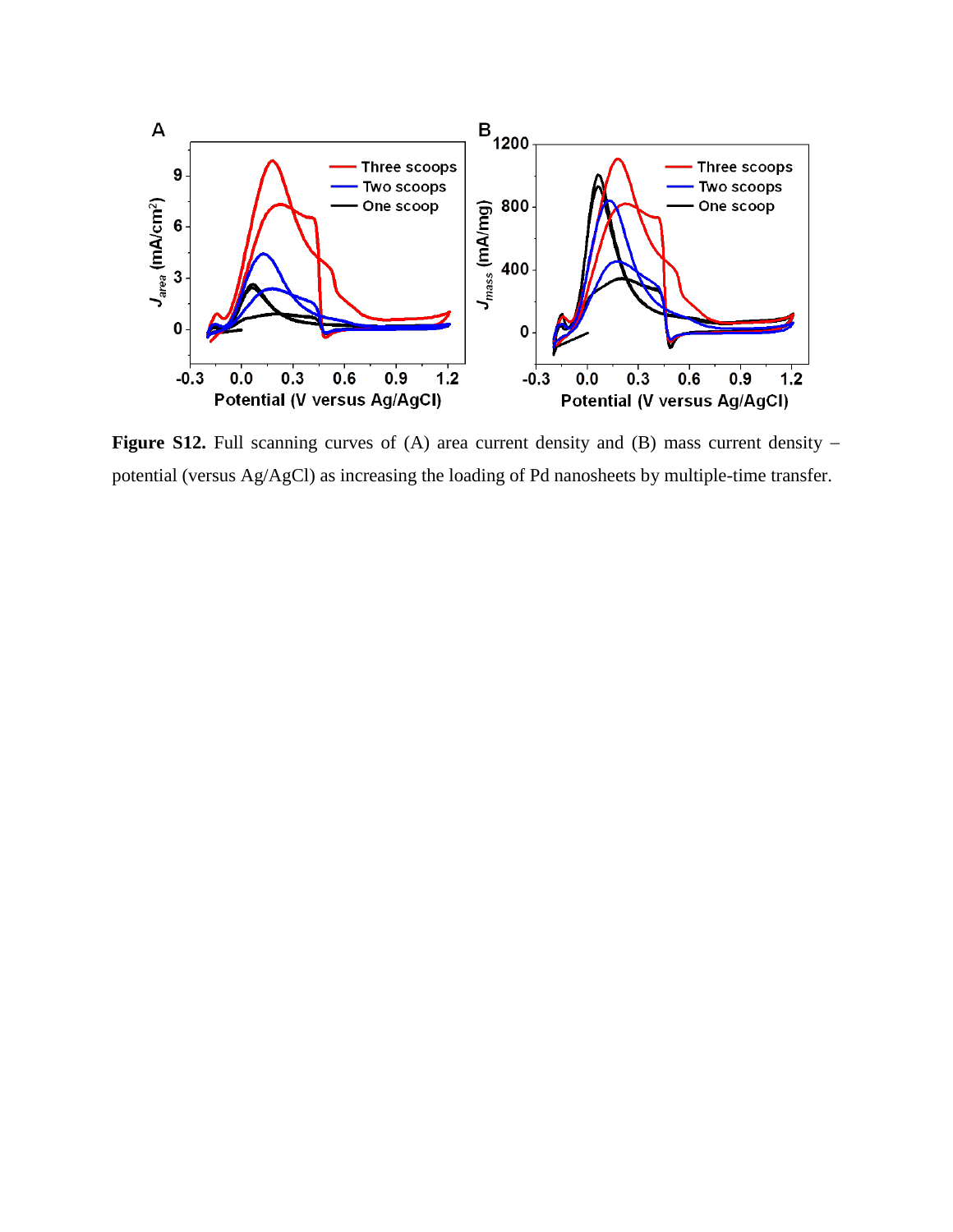A

9
6
3
0

-0.3 0.0 0.3 0.6 0.9 1.2

$J_{area}$ (mA/cm$^2$)

Potential (V versus Ag/AgCl)

Three scoops
Two scoops
One scoop

B

1200
800
400
0

-0.3 0.0 0.3 0.6 0.9 1.2

$J_{mass}$ (mA/mg)

Potential (V versus Ag/AgCl)

Three scoops
Two scoops
One scoop

**Figure S12.** Full scanning curves of (A) area current density and (B) mass current density – potential (versus Ag/AgCl) as increasing the loading of Pd nanosheets by multiple-time transfer.